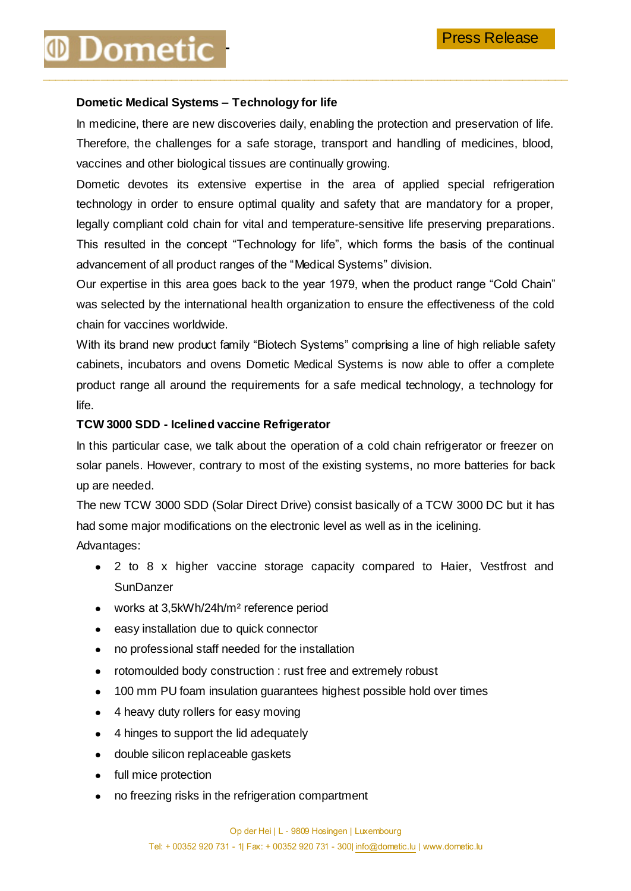Press Release

**Dometic Medical Systems – Technology for life**

In medicine, there are new discoveries daily, enabling the protection and preservation of life. Therefore, the challenges for a safe storage, transport and handling of medicines, blood, vaccines and other biological tissues are continually growing.

Dometic devotes its extensive expertise in the area of applied special refrigeration technology in order to ensure optimal quality and safety that are mandatory for a proper, legally compliant cold chain for vital and temperature-sensitive life preserving preparations. This resulted in the concept "Technology for life", which forms the basis of the continual advancement of all product ranges of the "Medical Systems" division.

Our expertise in this area goes back to the year 1979, when the product range "Cold Chain" was selected by the international health organization to ensure the effectiveness of the cold chain for vaccines worldwide.

With its brand new product family "Biotech Systems" comprising a line of high reliable safety cabinets, incubators and ovens Dometic Medical Systems is now able to offer a complete product range all around the requirements for a safe medical technology, a technology for life.

**TCW 3000 SDD - Icelined vaccine Refrigerator**

In this particular case, we talk about the operation of a cold chain refrigerator or freezer on solar panels. However, contrary to most of the existing systems, no more batteries for back up are needed.

The new TCW 3000 SDD (Solar Direct Drive) consist basically of a TCW 3000 DC but it has had some major modifications on the electronic level as well as in the icelining.

Advantages:

- 2 to 8 x higher vaccine storage capacity compared to Haier, Vestfrost and SunDanzer
- works at 3,5kWh/24h/m² reference period
- easy installation due to quick connector
- no professional staff needed for the installation
- rotomoulded body construction : rust free and extremely robust
- 100 mm PU foam insulation guarantees highest possible hold over times
- 4 heavy duty rollers for easy moving
- 4 hinges to support the lid adequately
- double silicon replaceable gaskets
- full mice protection
- no freezing risks in the refrigeration compartment

Op der Hei | L - 9809 Hosingen | Luxembourg
Tel: + 00352 920 731 - 1| Fax: + 00352 920 731 - 300| info@dometic.lu | www.dometic.lu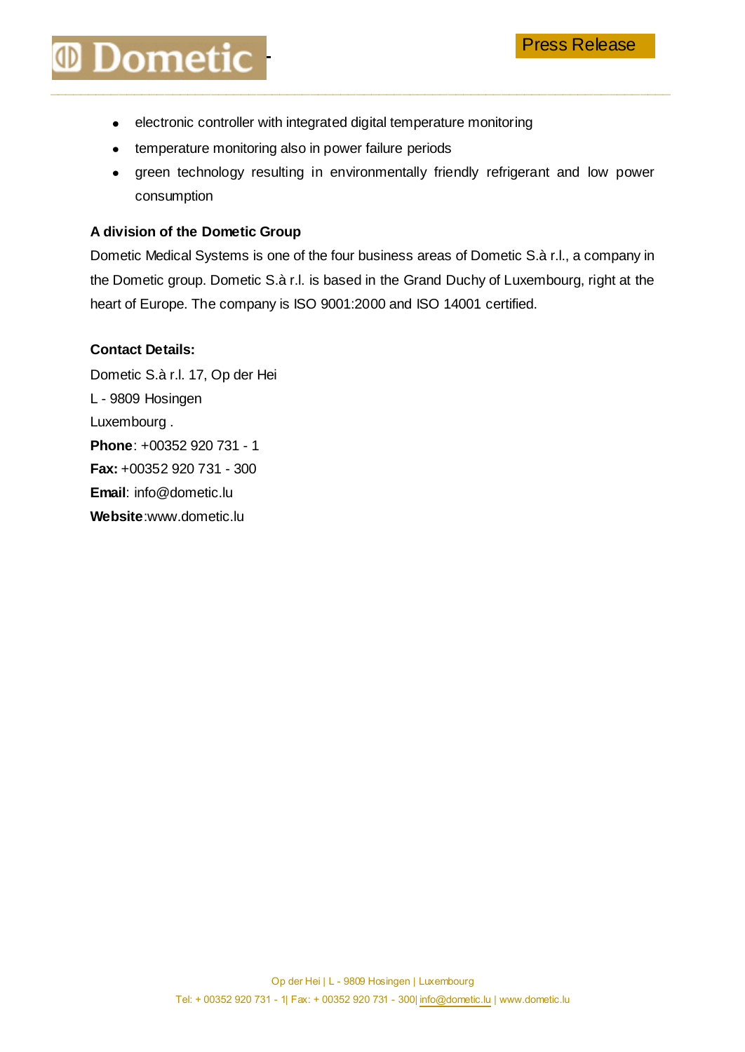- electronic controller with integrated digital temperature monitoring
- temperature monitoring also in power failure periods
- green technology resulting in environmentally friendly refrigerant and low power consumption

**A division of the Dometic Group**

Dometic Medical Systems is one of the four business areas of Dometic S.à r.l., a company in the Dometic group. Dometic S.à r.l. is based in the Grand Duchy of Luxembourg, right at the heart of Europe. The company is ISO 9001:2000 and ISO 14001 certified.

**Contact Details:**

Dometic S.à r.l. 17, Op der Hei
L - 9809 Hosingen
Luxembourg .
**Phone**: +00352 920 731 - 1
**Fax:** +00352 920 731 - 300
**Email**: info@dometic.lu
**Website**:www.dometic.lu